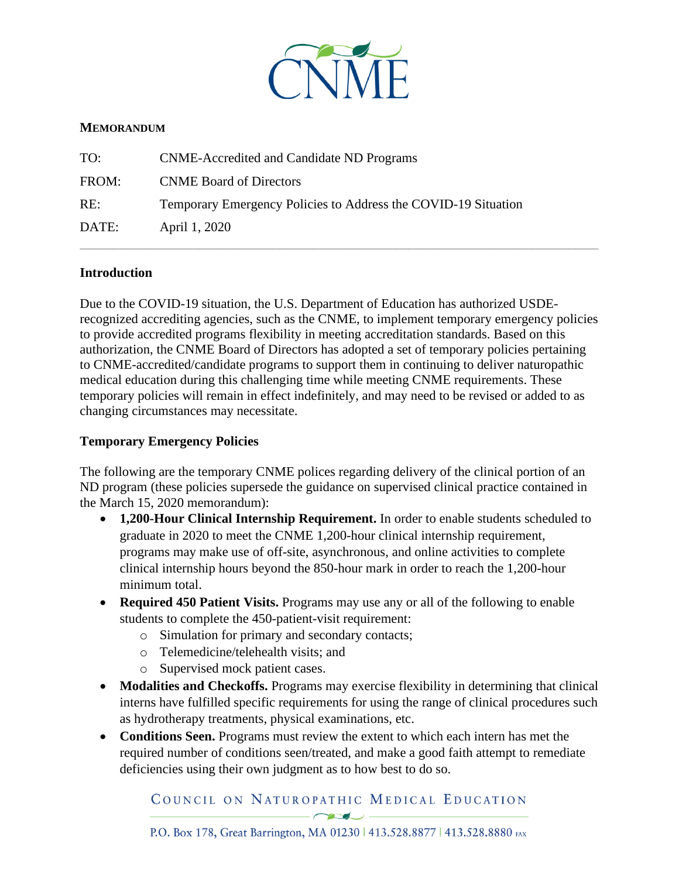**MEMORANDUM**

| | |
|---|---|
| TO: | CNME-Accredited and Candidate ND Programs |
| FROM: | CNME Board of Directors |
| RE: | Temporary Emergency Policies to Address the COVID-19 Situation |
| DATE: | April 1, 2020 |

---

**Introduction**

Due to the COVID-19 situation, the U.S. Department of Education has authorized USDE-recognized accrediting agencies, such as the CNME, to implement temporary emergency policies to provide accredited programs flexibility in meeting accreditation standards. Based on this authorization, the CNME Board of Directors has adopted a set of temporary policies pertaining to CNME-accredited/candidate programs to support them in continuing to deliver naturopathic medical education during this challenging time while meeting CNME requirements. These temporary policies will remain in effect indefinitely, and may need to be revised or added to as changing circumstances may necessitate.

**Temporary Emergency Policies**

The following are the temporary CNME polices regarding delivery of the clinical portion of an ND program (these policies supersede the guidance on supervised clinical practice contained in the March 15, 2020 memorandum):

- **1,200-Hour Clinical Internship Requirement.** In order to enable students scheduled to graduate in 2020 to meet the CNME 1,200-hour clinical internship requirement, programs may make use of off-site, asynchronous, and online activities to complete clinical internship hours beyond the 850-hour mark in order to reach the 1,200-hour minimum total.
- **Required 450 Patient Visits.** Programs may use any or all of the following to enable students to complete the 450-patient-visit requirement:
  - Simulation for primary and secondary contacts;
  - Telemedicine/telehealth visits; and
  - Supervised mock patient cases.
- **Modalities and Checkoffs.** Programs may exercise flexibility in determining that clinical interns have fulfilled specific requirements for using the range of clinical procedures such as hydrotherapy treatments, physical examinations, etc.
- **Conditions Seen.** Programs must review the extent to which each intern has met the required number of conditions seen/treated, and make a good faith attempt to remediate deficiencies using their own judgment as to how best to do so.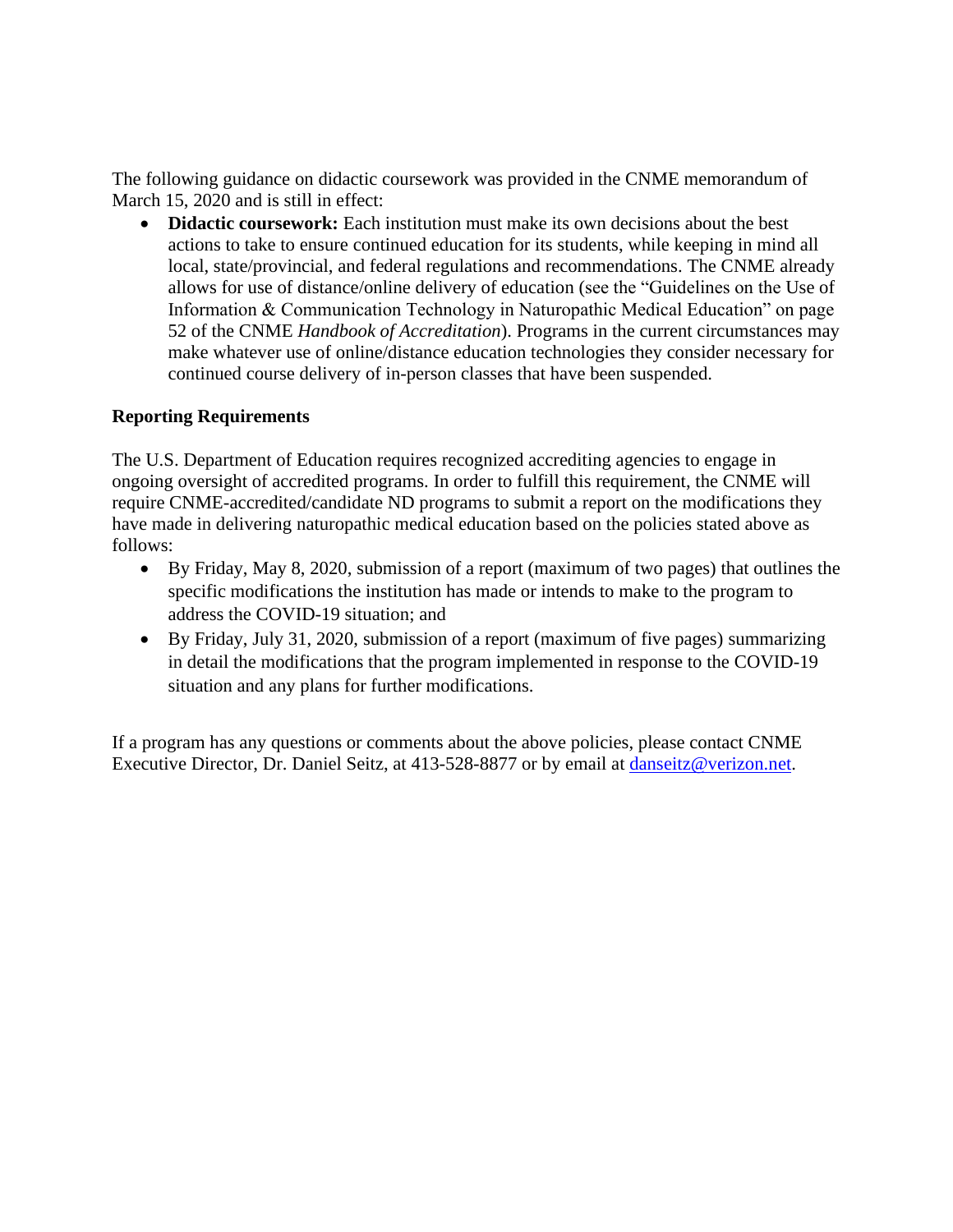The following guidance on didactic coursework was provided in the CNME memorandum of March 15, 2020 and is still in effect:

- **Didactic coursework:** Each institution must make its own decisions about the best actions to take to ensure continued education for its students, while keeping in mind all local, state/provincial, and federal regulations and recommendations. The CNME already allows for use of distance/online delivery of education (see the "Guidelines on the Use of Information & Communication Technology in Naturopathic Medical Education" on page 52 of the CNME *Handbook of Accreditation*). Programs in the current circumstances may make whatever use of online/distance education technologies they consider necessary for continued course delivery of in-person classes that have been suspended.

**Reporting Requirements**

The U.S. Department of Education requires recognized accrediting agencies to engage in ongoing oversight of accredited programs. In order to fulfill this requirement, the CNME will require CNME-accredited/candidate ND programs to submit a report on the modifications they have made in delivering naturopathic medical education based on the policies stated above as follows:

- By Friday, May 8, 2020, submission of a report (maximum of two pages) that outlines the specific modifications the institution has made or intends to make to the program to address the COVID-19 situation; and
- By Friday, July 31, 2020, submission of a report (maximum of five pages) summarizing in detail the modifications that the program implemented in response to the COVID-19 situation and any plans for further modifications.

If a program has any questions or comments about the above policies, please contact CNME Executive Director, Dr. Daniel Seitz, at 413-528-8877 or by email at danseitz@verizon.net.